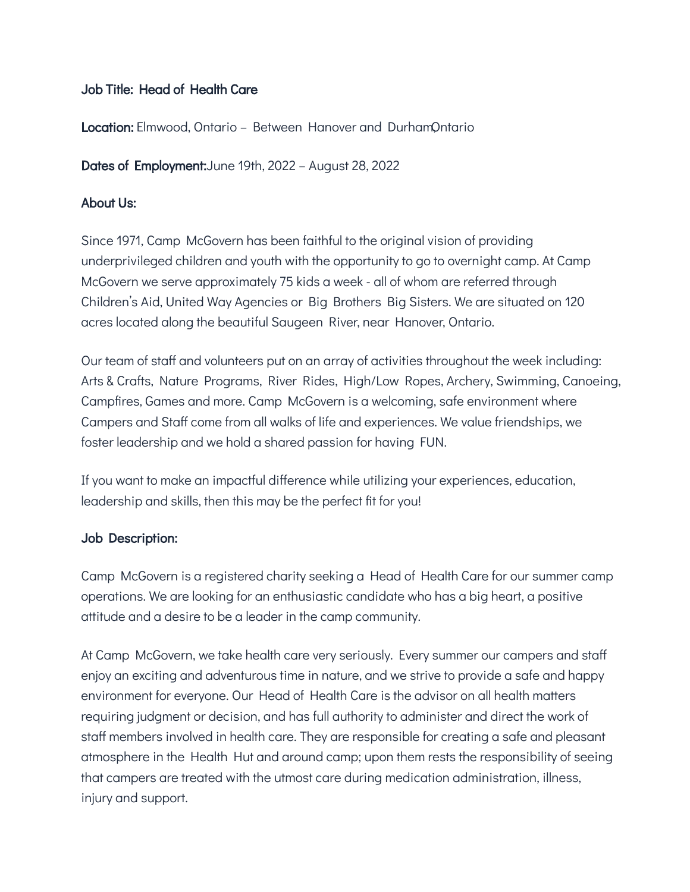**Job Title: Head of Health Care**

**Location:** Elmwood, Ontario – Between Hanover and Durham, Ontario

**Dates of Employment:** June 19th, 2022 – August 28, 2022

**About Us:**

Since 1971, Camp McGovern has been faithful to the original vision of providing underprivileged children and youth with the opportunity to go to overnight camp. At Camp McGovern we serve approximately 75 kids a week - all of whom are referred through Children's Aid, United Way Agencies or Big Brothers Big Sisters. We are situated on 120 acres located along the beautiful Saugeen River, near Hanover, Ontario.

Our team of staff and volunteers put on an array of activities throughout the week including: Arts & Crafts, Nature Programs, River Rides, High/Low Ropes, Archery, Swimming, Canoeing, Campfires, Games and more. Camp McGovern is a welcoming, safe environment where Campers and Staff come from all walks of life and experiences. We value friendships, we foster leadership and we hold a shared passion for having FUN.

If you want to make an impactful difference while utilizing your experiences, education, leadership and skills, then this may be the perfect fit for you!

**Job Description:**

Camp McGovern is a registered charity seeking a Head of Health Care for our summer camp operations. We are looking for an enthusiastic candidate who has a big heart, a positive attitude and a desire to be a leader in the camp community.

At Camp McGovern, we take health care very seriously. Every summer our campers and staff enjoy an exciting and adventurous time in nature, and we strive to provide a safe and happy environment for everyone. Our Head of Health Care is the advisor on all health matters requiring judgment or decision, and has full authority to administer and direct the work of staff members involved in health care. They are responsible for creating a safe and pleasant atmosphere in the Health Hut and around camp; upon them rests the responsibility of seeing that campers are treated with the utmost care during medication administration, illness, injury and support.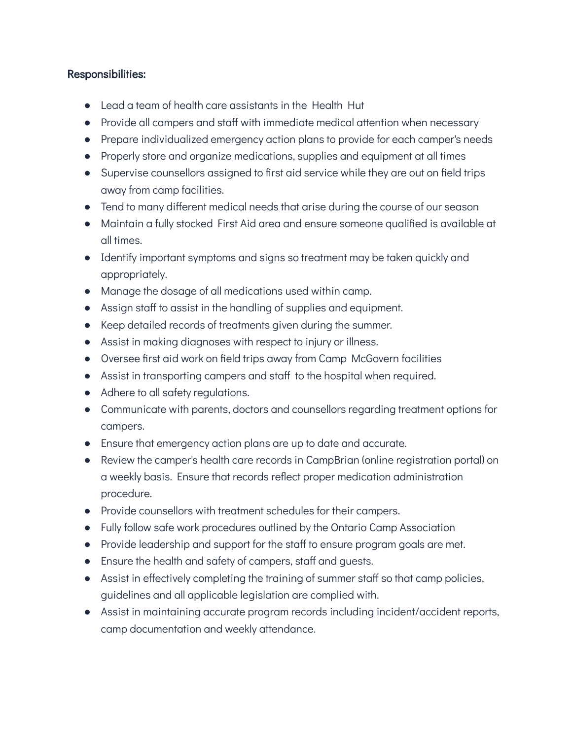**Responsibilities:**

- Lead a team of health care assistants in the Health Hut
- Provide all campers and staff with immediate medical attention when necessary
- Prepare individualized emergency action plans to provide for each camper's needs
- Properly store and organize medications, supplies and equipment at all times
- Supervise counsellors assigned to first aid service while they are out on field trips away from camp facilities.
- Tend to many different medical needs that arise during the course of our season
- Maintain a fully stocked First Aid area and ensure someone qualified is available at all times.
- Identify important symptoms and signs so treatment may be taken quickly and appropriately.
- Manage the dosage of all medications used within camp.
- Assign staff to assist in the handling of supplies and equipment.
- Keep detailed records of treatments given during the summer.
- Assist in making diagnoses with respect to injury or illness.
- Oversee first aid work on field trips away from Camp McGovern facilities
- Assist in transporting campers and staff to the hospital when required.
- Adhere to all safety regulations.
- Communicate with parents, doctors and counsellors regarding treatment options for campers.
- Ensure that emergency action plans are up to date and accurate.
- Review the camper's health care records in CampBrian (online registration portal) on a weekly basis. Ensure that records reflect proper medication administration procedure.
- Provide counsellors with treatment schedules for their campers.
- Fully follow safe work procedures outlined by the Ontario Camp Association
- Provide leadership and support for the staff to ensure program goals are met.
- Ensure the health and safety of campers, staff and guests.
- Assist in effectively completing the training of summer staff so that camp policies, guidelines and all applicable legislation are complied with.
- Assist in maintaining accurate program records including incident/accident reports, camp documentation and weekly attendance.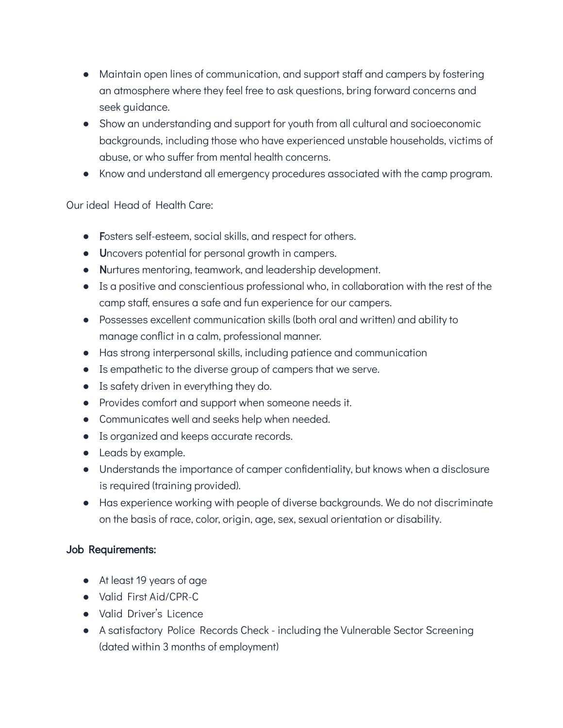- Maintain open lines of communication, and support staff and campers by fostering an atmosphere where they feel free to ask questions, bring forward concerns and seek guidance.
- Show an understanding and support for youth from all cultural and socioeconomic backgrounds, including those who have experienced unstable households, victims of abuse, or who suffer from mental health concerns.
- Know and understand all emergency procedures associated with the camp program.

Our ideal Head of Health Care:

- **F**osters self-esteem, social skills, and respect for others.
- **U**ncovers potential for personal growth in campers.
- **N**urtures mentoring, teamwork, and leadership development.
- Is a positive and conscientious professional who, in collaboration with the rest of the camp staff, ensures a safe and fun experience for our campers.
- Possesses excellent communication skills (both oral and written) and ability to manage conflict in a calm, professional manner.
- Has strong interpersonal skills, including patience and communication
- Is empathetic to the diverse group of campers that we serve.
- Is safety driven in everything they do.
- Provides comfort and support when someone needs it.
- Communicates well and seeks help when needed.
- Is organized and keeps accurate records.
- Leads by example.
- Understands the importance of camper confidentiality, but knows when a disclosure is required (training provided).
- Has experience working with people of diverse backgrounds. We do not discriminate on the basis of race, color, origin, age, sex, sexual orientation or disability.

### Job Requirements:

- At least 19 years of age
- Valid First Aid/CPR-C
- Valid Driver's Licence
- A satisfactory Police Records Check - including the Vulnerable Sector Screening (dated within 3 months of employment)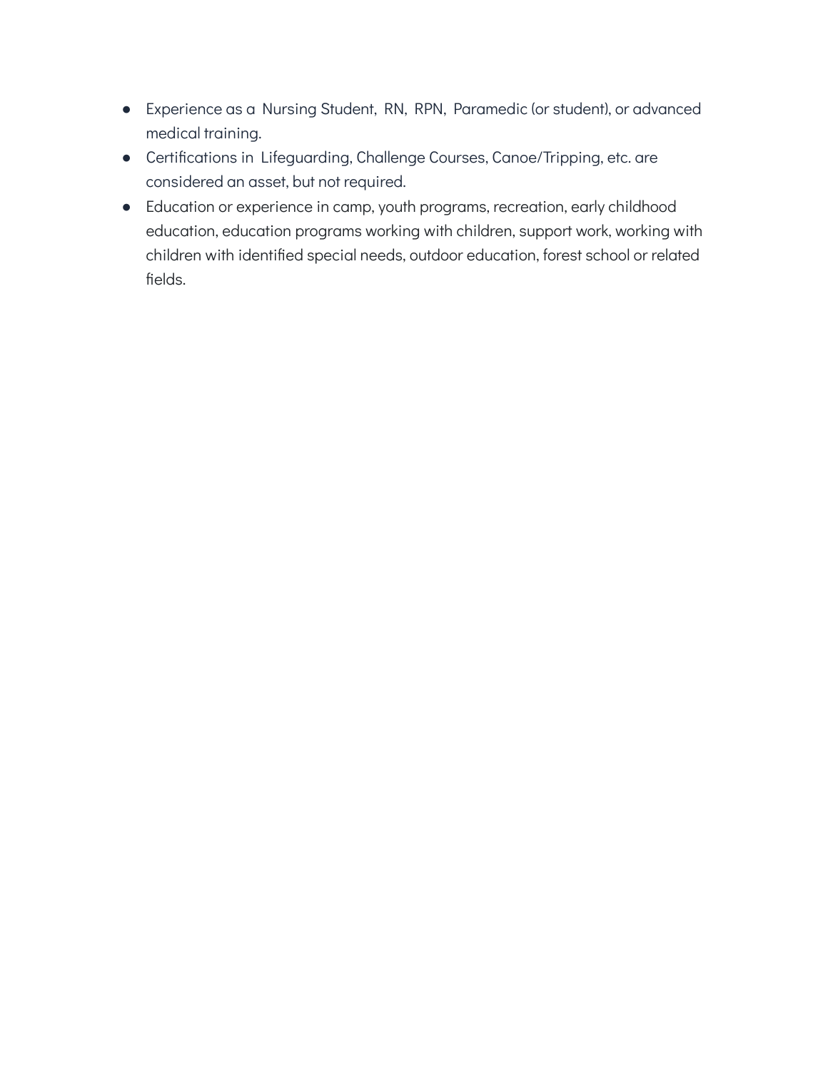- Experience as a Nursing Student, RN, RPN, Paramedic (or student), or advanced medical training.
- Certifications in Lifeguarding, Challenge Courses, Canoe/Tripping, etc. are considered an asset, but not required.
- Education or experience in camp, youth programs, recreation, early childhood education, education programs working with children, support work, working with children with identified special needs, outdoor education, forest school or related fields.